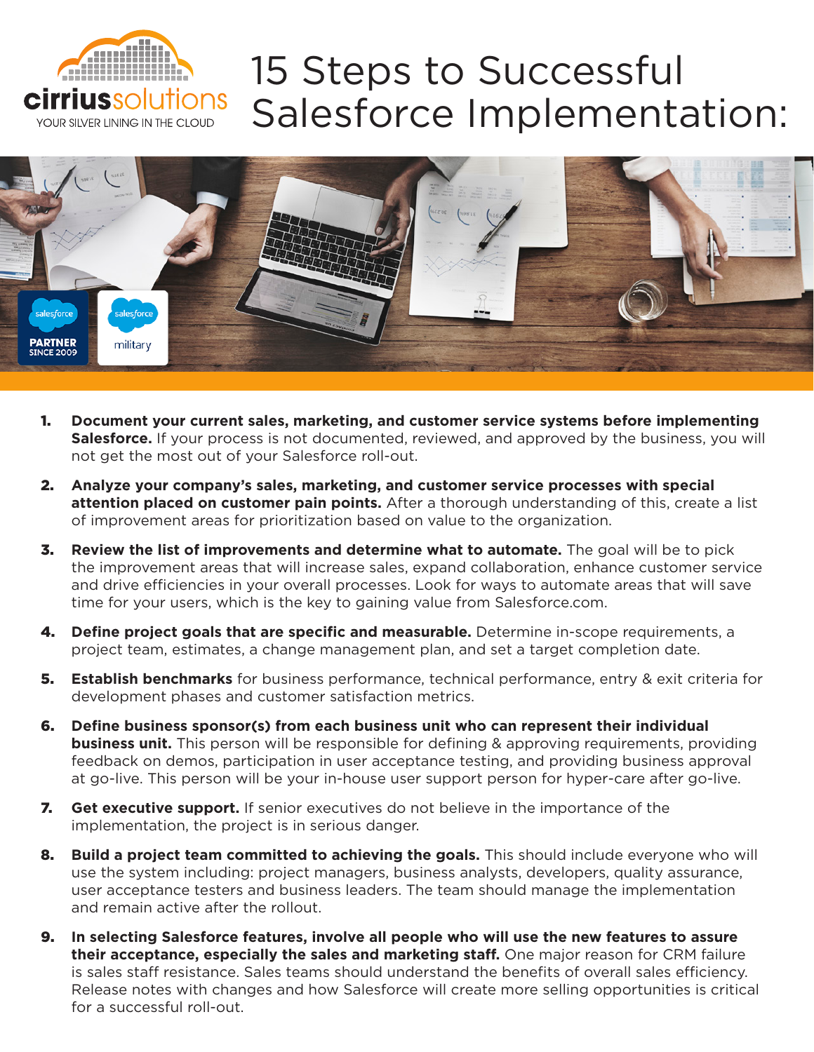# 15 Steps to Successful Salesforce Implementation:

1. **Document your current sales, marketing, and customer service systems before implementing Salesforce.** If your process is not documented, reviewed, and approved by the business, you will not get the most out of your Salesforce roll-out.

2. **Analyze your company's sales, marketing, and customer service processes with special attention placed on customer pain points.** After a thorough understanding of this, create a list of improvement areas for prioritization based on value to the organization.

3. **Review the list of improvements and determine what to automate.** The goal will be to pick the improvement areas that will increase sales, expand collaboration, enhance customer service and drive efficiencies in your overall processes. Look for ways to automate areas that will save time for your users, which is the key to gaining value from Salesforce.com.

4. **Define project goals that are specific and measurable.** Determine in-scope requirements, a project team, estimates, a change management plan, and set a target completion date.

5. **Establish benchmarks** for business performance, technical performance, entry & exit criteria for development phases and customer satisfaction metrics.

6. **Define business sponsor(s) from each business unit who can represent their individual business unit.** This person will be responsible for defining & approving requirements, providing feedback on demos, participation in user acceptance testing, and providing business approval at go-live. This person will be your in-house user support person for hyper-care after go-live.

7. **Get executive support.** If senior executives do not believe in the importance of the implementation, the project is in serious danger.

8. **Build a project team committed to achieving the goals.** This should include everyone who will use the system including: project managers, business analysts, developers, quality assurance, user acceptance testers and business leaders. The team should manage the implementation and remain active after the rollout.

9. **In selecting Salesforce features, involve all people who will use the new features to assure their acceptance, especially the sales and marketing staff.** One major reason for CRM failure is sales staff resistance. Sales teams should understand the benefits of overall sales efficiency. Release notes with changes and how Salesforce will create more selling opportunities is critical for a successful roll-out.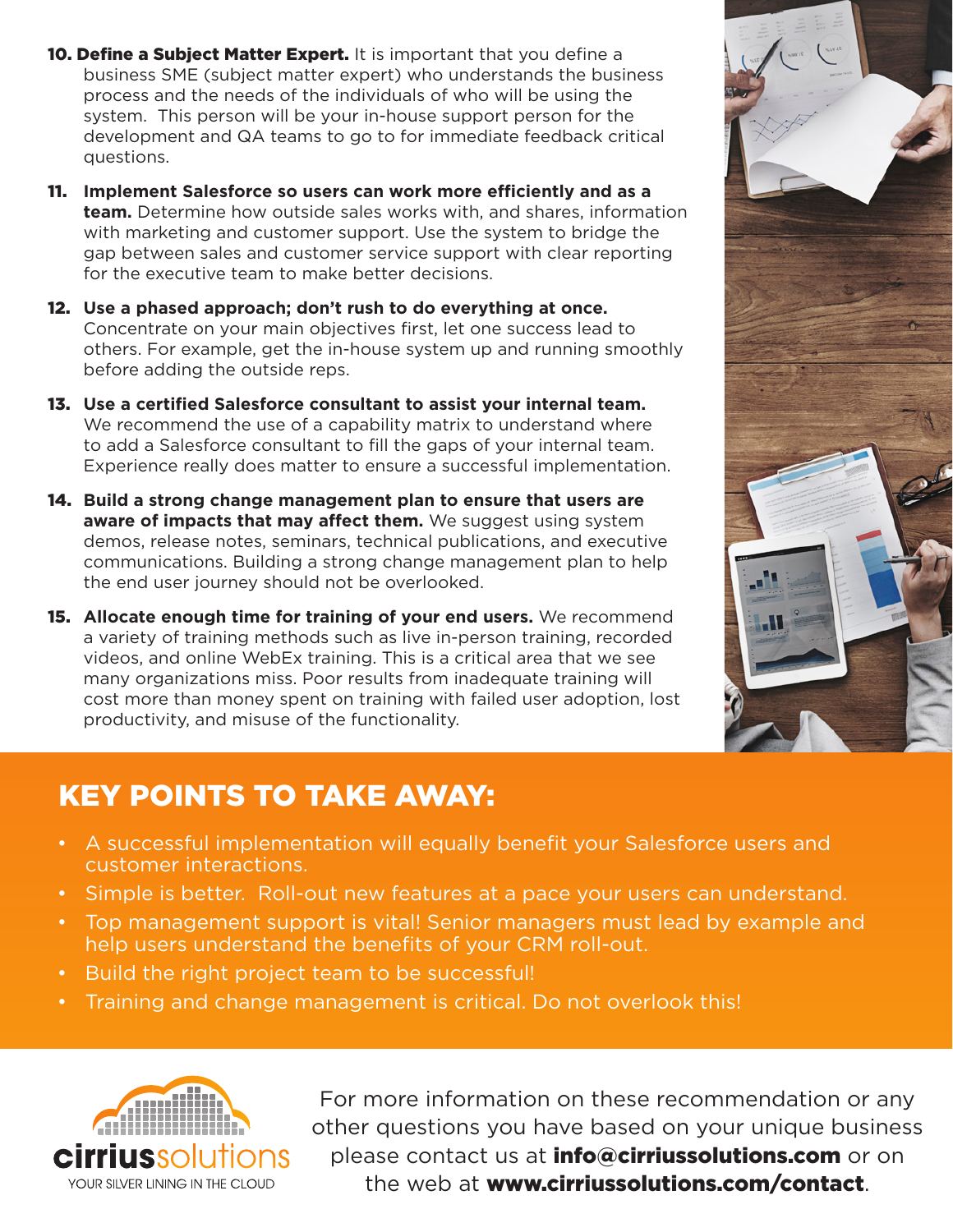10. **Define a Subject Matter Expert.** It is important that you define a business SME (subject matter expert) who understands the business process and the needs of the individuals of who will be using the system. This person will be your in-house support person for the development and QA teams to go to for immediate feedback critical questions.

11. **Implement Salesforce so users can work more efficiently and as a team.** Determine how outside sales works with, and shares, information with marketing and customer support. Use the system to bridge the gap between sales and customer service support with clear reporting for the executive team to make better decisions.

12. **Use a phased approach; don't rush to do everything at once.** Concentrate on your main objectives first, let one success lead to others. For example, get the in-house system up and running smoothly before adding the outside reps.

13. **Use a certified Salesforce consultant to assist your internal team.** We recommend the use of a capability matrix to understand where to add a Salesforce consultant to fill the gaps of your internal team. Experience really does matter to ensure a successful implementation.

14. **Build a strong change management plan to ensure that users are aware of impacts that may affect them.** We suggest using system demos, release notes, seminars, technical publications, and executive communications. Building a strong change management plan to help the end user journey should not be overlooked.

15. **Allocate enough time for training of your end users.** We recommend a variety of training methods such as live in-person training, recorded videos, and online WebEx training. This is a critical area that we see many organizations miss. Poor results from inadequate training will cost more than money spent on training with failed user adoption, lost productivity, and misuse of the functionality.

## KEY POINTS TO TAKE AWAY:

- A successful implementation will equally benefit your Salesforce users and customer interactions.
- Simple is better. Roll-out new features at a pace your users can understand.
- Top management support is vital! Senior managers must lead by example and help users understand the benefits of your CRM roll-out.
- Build the right project team to be successful!
- Training and change management is critical. Do not overlook this!

cirriussolutions

YOUR SILVER LINING IN THE CLOUD

For more information on these recommendation or any other questions you have based on your unique business please contact us at **info@cirriussolutions.com** or on the web at **www.cirriussolutions.com/contact**.